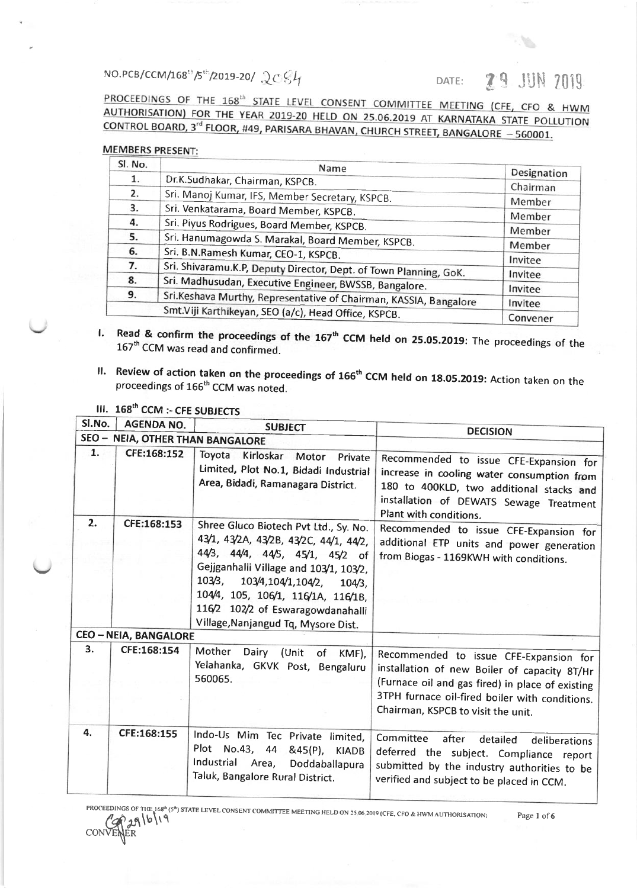NO.PCB/CCM/168th/5th/2019-20/ 2084 DATE: 29 JUN 2019

PROCEEDINGS OF THE 168th STATE LEVEL CONSENT COMMITTEE MEETING (CFE, CFO & HWM AUTHORISATION) FOR THE YEAR 2019-20 HELD ON 25.06.2019 AT KARNATAKA STATE POLLUTION CONTROL BOARD, 3rd FLOOR, #49, PARISARA BHAVAN, CHURCH STREET, BANGALORE – 560001.

**MEMBERS PRESENT:**

| Sl. No. | Name | Designation |
|---|---|---|
| 1. | Dr.K.Sudhakar, Chairman, KSPCB. | Chairman |
| 2. | Sri. Manoj Kumar, IFS, Member Secretary, KSPCB. | Member |
| 3. | Sri. Venkatarama, Board Member, KSPCB. | Member |
| 4. | Sri. Piyus Rodrigues, Board Member, KSPCB. | Member |
| 5. | Sri. Hanumagowda S. Marakal, Board Member, KSPCB. | Member |
| 6. | Sri. B.N.Ramesh Kumar, CEO-1, KSPCB. | Invitee |
| 7. | Sri. Shivaramu.K.P, Deputy Director, Dept. of Town Planning, GoK. | Invitee |
| 8. | Sri. Madhusudan, Executive Engineer, BWSSB, Bangalore. | Invitee |
| 9. | Sri.Keshava Murthy, Representative of Chairman, KASSIA, Bangalore | Invitee |
| | Smt.Viji Karthikeyan, SEO (a/c), Head Office, KSPCB. | Convener |

I. **Read & confirm the proceedings of the 167th CCM held on 25.05.2019:** The proceedings of the 167th CCM was read and confirmed.

II. **Review of action taken on the proceedings of 166th CCM held on 18.05.2019:** Action taken on the proceedings of 166th CCM was noted.

III. **168th CCM :- CFE SUBJECTS**

| Sl.No. | AGENDA NO. | SUBJECT | DECISION |
|---|---|---|---|
| **SEO – NEIA, OTHER THAN BANGALORE** | | | |
| 1. | CFE:168:152 | Toyota Kirloskar Motor Private Limited, Plot No.1, Bidadi Industrial Area, Bidadi, Ramanagara District. | Recommended to issue CFE-Expansion for increase in cooling water consumption from 180 to 400KLD, two additional stacks and installation of DEWATS Sewage Treatment Plant with conditions. |
| 2. | CFE:168:153 | Shree Gluco Biotech Pvt Ltd., Sy. No. 43/1, 43/2A, 43/2B, 43/2C, 44/1, 44/2, 44/3, 44/4, 44/5, 45/1, 45/2 of Gejjganhalli Village and 103/1, 103/2, 103/3, 103/4,104/1,104/2, 104/3, 104/4, 105, 106/1, 116/1A, 116/1B, 116/2 102/2 of Eswaragowdanahalli Village,Nanjangud Tq, Mysore Dist. | Recommended to issue CFE-Expansion for additional ETP units and power generation from Biogas - 1169KWH with conditions. |
| **CEO – NEIA, BANGALORE** | | | |
| 3. | CFE:168:154 | Mother Dairy (Unit of KMF), Yelahanka, GKVK Post, Bengaluru 560065. | Recommended to issue CFE-Expansion for installation of new Boiler of capacity 8T/Hr (Furnace oil and gas fired) in place of existing 3TPH furnace oil-fired boiler with conditions. Chairman, KSPCB to visit the unit. |
| 4. | CFE:168:155 | Indo-Us Mim Tec Private limited, Plot No.43, 44 &45(P), KIADB Industrial Area, Doddaballapura Taluk, Bangalore Rural District. | Committee after detailed deliberations deferred the subject. Compliance report submitted by the industry authorities to be verified and subject to be placed in CCM. |

PROCEEDINGS OF THE 168th (5th) STATE LEVEL CONSENT COMMITTEE MEETING HELD ON 25.06.2019 (CFE, CFO & HWM AUTHORISATION)

29/6/19
CONVENER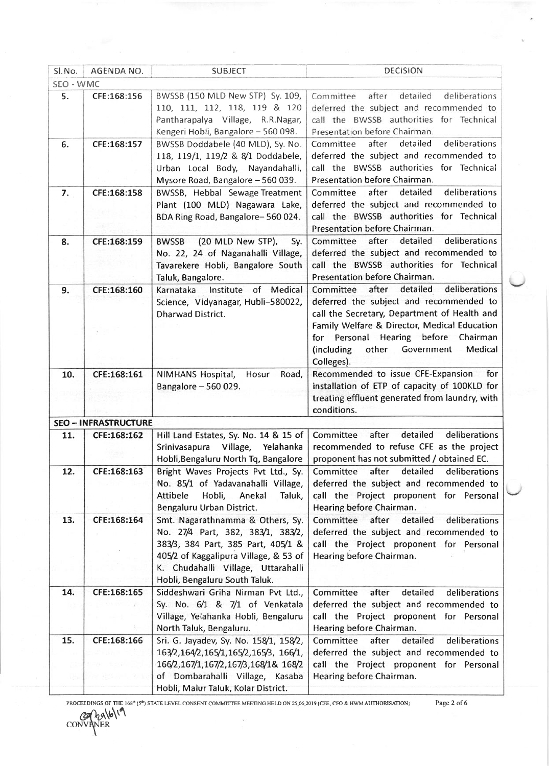| Sl.No. | AGENDA NO. | SUBJECT | DECISION |
|---|---|---|---|
| SEO - WMC | | | |
| 5. | CFE:168:156 | BWSSB (150 MLD New STP) Sy. 109, 110, 111, 112, 118, 119 & 120 Pantharapalya Village, R.R.Nagar, Kengeri Hobli, Bangalore – 560 098. | Committee after detailed deliberations deferred the subject and recommended to call the BWSSB authorities for Technical Presentation before Chairman. |
| 6. | CFE:168:157 | BWSSB Doddabele (40 MLD), Sy. No. 118, 119/1, 119/2 & 8/1 Doddabele, Urban Local Body, Nayandahalli, Mysore Road, Bangalore – 560 039. | Committee after detailed deliberations deferred the subject and recommended to call the BWSSB authorities for Technical Presentation before Chairman. |
| 7. | CFE:168:158 | BWSSB, Hebbal Sewage Treatment Plant (100 MLD) Nagawara Lake, BDA Ring Road, Bangalore– 560 024. | Committee after detailed deliberations deferred the subject and recommended to call the BWSSB authorities for Technical Presentation before Chairman. |
| 8. | CFE:168:159 | BWSSB (20 MLD New STP), Sy. No. 22, 24 of Naganahalli Village, Tavarekere Hobli, Bangalore South Taluk, Bangalore. | Committee after detailed deliberations deferred the subject and recommended to call the BWSSB authorities for Technical Presentation before Chairman. |
| 9. | CFE:168:160 | Karnataka Institute of Medical Science, Vidyanagar, Hubli–580022, Dharwad District. | Committee after detailed deliberations deferred the subject and recommended to call the Secretary, Department of Health and Family Welfare & Director, Medical Education for Personal Hearing before Chairman (including other Government Medical Colleges). |
| 10. | CFE:168:161 | NIMHANS Hospital, Hosur Road, Bangalore – 560 029. | Recommended to issue CFE-Expansion for installation of ETP of capacity of 100KLD for treating effluent generated from laundry, with conditions. |
| **SEO – INFRASTRUCTURE** | | | |
| 11. | CFE:168:162 | Hill Land Estates, Sy. No. 14 & 15 of Srinivasapura Village, Yelahanka Hobli, Bengaluru North Tq, Bangalore | Committee after detailed deliberations recommended to refuse CFE as the project proponent has not submitted / obtained EC. |
| 12. | CFE:168:163 | Bright Waves Projects Pvt Ltd., Sy. No. 85/1 of Yadavanahalli Village, Attibele Hobli, Anekal Taluk, Bengaluru Urban District. | Committee after detailed deliberations deferred the subject and recommended to call the Project proponent for Personal Hearing before Chairman. |
| 13. | CFE:168:164 | Smt. Nagarathnamma & Others, Sy. No. 27/4 Part, 382, 383/1, 383/2, 383/3, 384 Part, 385 Part, 405/1 & 405/2 of Kaggalipura Village, & 53 of K. Chudahalli Village, Uttarahalli Hobli, Bengaluru South Taluk. | Committee after detailed deliberations deferred the subject and recommended to call the Project proponent for Personal Hearing before Chairman. |
| 14. | CFE:168:165 | Siddeshwari Griha Nirman Pvt Ltd., Sy. No. 6/1 & 7/1 of Venkatala Village, Yelahanka Hobli, Bengaluru North Taluk, Bengaluru. | Committee after detailed deliberations deferred the subject and recommended to call the Project proponent for Personal Hearing before Chairman. |
| 15. | CFE:168:166 | Sri. G. Jayadev, Sy. No. 158/1, 158/2, 163/2,164/2,165/1,165/2,165/3, 166/1, 166/2,167/1,167/2,167/3,168/1& 168/2 of Dombarahalli Village, Kasaba Hobli, Malur Taluk, Kolar District. | Committee after detailed deliberations deferred the subject and recommended to call the Project proponent for Personal Hearing before Chairman. |

PROCEEDINGS OF THE 168th (5th) STATE LEVEL CONSENT COMMITTEE MEETING HELD ON 25.06.2019 (CFE, CFO & HWM AUTHORISATION)

CONVENER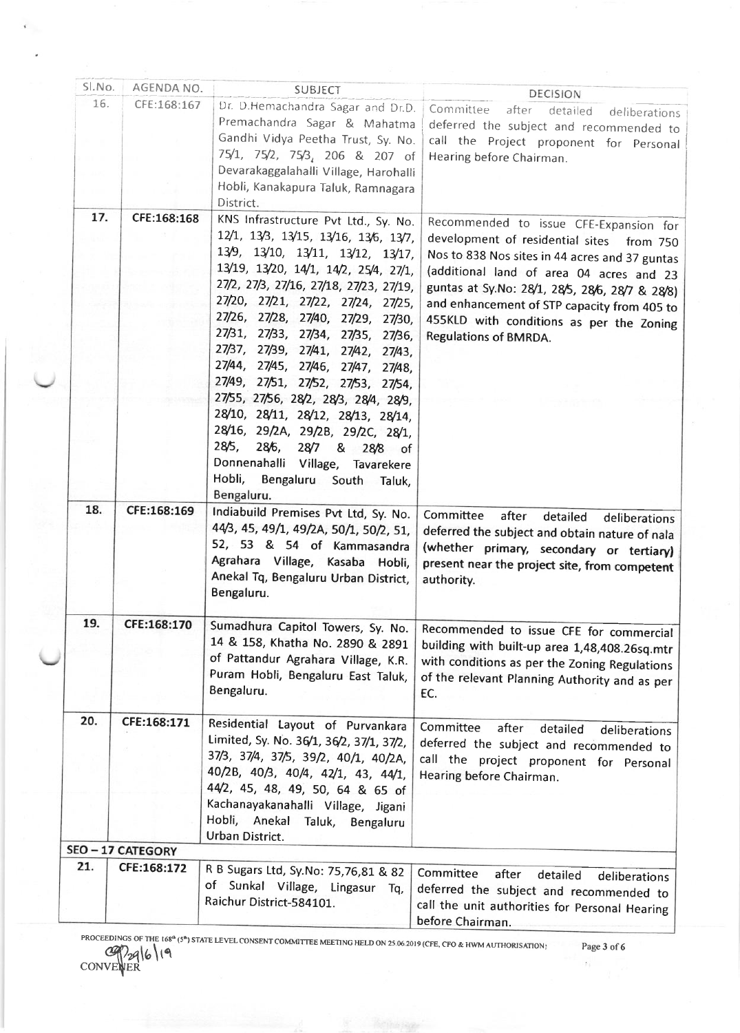| Sl.No. | AGENDA NO. | SUBJECT | DECISION |
|---|---|---|---|
| 16. | CFE:168:167 | Dr. D.Hemachandra Sagar and Dr.D. Premachandra Sagar & Mahatma Gandhi Vidya Peetha Trust, Sy. No. 75/1, 75/2, 75/3, 206 & 207 of Devarakaggalahalli Village, Harohalli Hobli, Kanakapura Taluk, Ramnagara District. | Committee after detailed deliberations deferred the subject and recommended to call the Project proponent for Personal Hearing before Chairman. |
| 17. | CFE:168:168 | KNS Infrastructure Pvt Ltd., Sy. No. 12/1, 13/3, 13/15, 13/16, 13/6, 13/7, 13/9, 13/10, 13/11, 13/12, 13/17, 13/19, 13/20, 14/1, 14/2, 25/4, 27/1, 27/2, 27/3, 27/16, 27/18, 27/23, 27/19, 27/20, 27/21, 27/22, 27/24, 27/25, 27/26, 27/28, 27/40, 27/29, 27/30, 27/31, 27/33, 27/34, 27/35, 27/36, 27/37, 27/39, 27/41, 27/42, 27/43, 27/44, 27/45, 27/46, 27/47, 27/48, 27/49, 27/51, 27/52, 27/53, 27/54, 27/55, 27/56, 28/2, 28/3, 28/4, 28/9, 28/10, 28/11, 28/12, 28/13, 28/14, 28/16, 29/2A, 29/2B, 29/2C, 28/1, 28/5, 28/6, 28/7 & 28/8 of Donnenahalli Village, Tavarekere Hobli, Bengaluru South Taluk, Bengaluru. | Recommended to issue CFE-Expansion for development of residential sites from 750 Nos to 838 Nos sites in 44 acres and 37 guntas (additional land of area 04 acres and 23 guntas at Sy.No: 28/1, 28/5, 28/6, 28/7 & 28/8) and enhancement of STP capacity from 405 to 455KLD with conditions as per the Zoning Regulations of BMRDA. |
| 18. | CFE:168:169 | Indiabuild Premises Pvt Ltd, Sy. No. 44/3, 45, 49/1, 49/2A, 50/1, 50/2, 51, 52, 53 & 54 of Kammasandra Agrahara Village, Kasaba Hobli, Anekal Tq, Bengaluru Urban District, Bengaluru. | Committee after detailed deliberations deferred the subject and obtain nature of nala (whether primary, secondary or tertiary) present near the project site, from competent authority. |
| 19. | CFE:168:170 | Sumadhura Capitol Towers, Sy. No. 14 & 158, Khatha No. 2890 & 2891 of Pattandur Agrahara Village, K.R. Puram Hobli, Bengaluru East Taluk, Bengaluru. | Recommended to issue CFE for commercial building with built-up area 1,48,408.26sq.mtr with conditions as per the Zoning Regulations of the relevant Planning Authority and as per EC. |
| 20. | CFE:168:171 | Residential Layout of Purvankara Limited, Sy. No. 36/1, 36/2, 37/1, 37/2, 37/3, 37/4, 37/5, 39/2, 40/1, 40/2A, 40/2B, 40/3, 40/4, 42/1, 43, 44/1, 44/2, 45, 48, 49, 50, 64 & 65 of Kachanayakanahalli Village, Jigani Hobli, Anekal Taluk, Bengaluru Urban District. | Committee after detailed deliberations deferred the subject and recommended to call the project proponent for Personal Hearing before Chairman. |
| **SEO – 17 CATEGORY** | | | |
| 21. | CFE:168:172 | R B Sugars Ltd, Sy.No: 75,76,81 & 82 of Sunkal Village, Lingasur Tq, Raichur District-584101. | Committee after detailed deliberations deferred the subject and recommended to call the unit authorities for Personal Hearing before Chairman. |

PROCEEDINGS OF THE 168th (5th) STATE LEVEL CONSENT COMMITTEE MEETING HELD ON 25.06.2019 (CFE, CFO & HWM AUTHORISATION)

29/6/19
CONVENER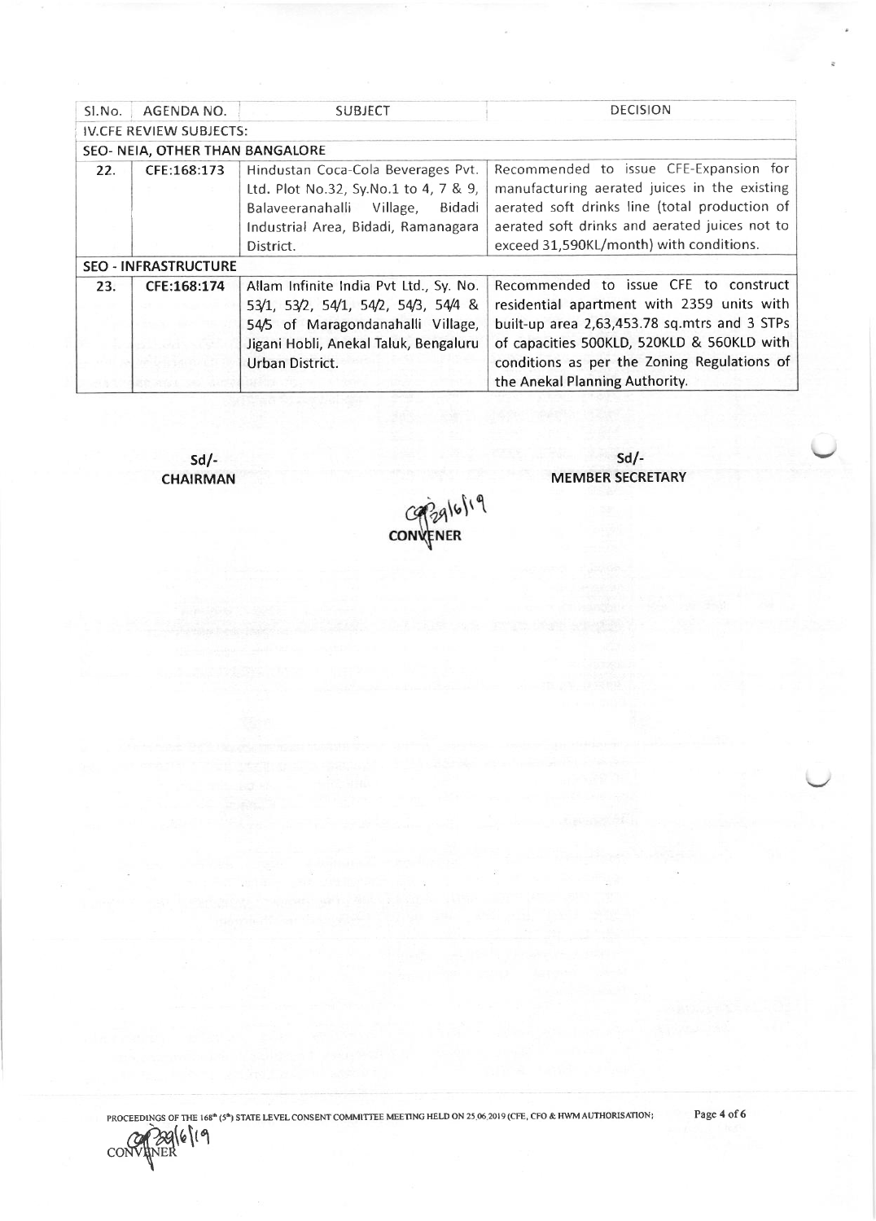| Sl.No. | AGENDA NO. | SUBJECT | DECISION |
|---|---|---|---|
| **IV.CFE REVIEW SUBJECTS:** | | | |
| **SEO- NEIA, OTHER THAN BANGALORE** | | | |
| 22. | CFE:168:173 | Hindustan Coca-Cola Beverages Pvt. Ltd. Plot No.32, Sy.No.1 to 4, 7 & 9, Balaveeranahalli Village, Bidadi Industrial Area, Bidadi, Ramanagara District. | Recommended to issue CFE-Expansion for manufacturing aerated juices in the existing aerated soft drinks line (total production of aerated soft drinks and aerated juices not to exceed 31,590KL/month) with conditions. |
| **SEO - INFRASTRUCTURE** | | | |
| 23. | CFE:168:174 | Allam Infinite India Pvt Ltd., Sy. No. 53/1, 53/2, 54/1, 54/2, 54/3, 54/4 & 54/5 of Maragondanahalli Village, Jigani Hobli, Anekal Taluk, Bengaluru Urban District. | Recommended to issue CFE to construct residential apartment with 2359 units with built-up area 2,63,453.78 sq.mtrs and 3 STPs of capacities 500KLD, 520KLD & 560KLD with conditions as per the Zoning Regulations of the Anekal Planning Authority. |

Sd/-
**CHAIRMAN**

Sd/-
**MEMBER SECRETARY**

29/6/19
**CONVENER**

PROCEEDINGS OF THE 168th (5th) STATE LEVEL CONSENT COMMITTEE MEETING HELD ON 25.06.2019 (CFE, CFO & HWM AUTHORISATION;

29/6/19
CONVENER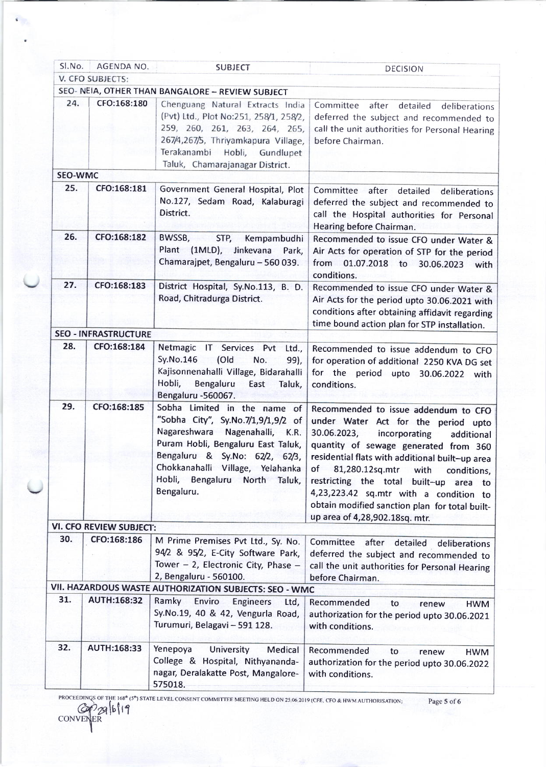| Sl.No. | AGENDA NO. | SUBJECT | DECISION |
|---|---|---|---|
| **V. CFO SUBJECTS:** | | | |
| **SEO- NEIA, OTHER THAN BANGALORE – REVIEW SUBJECT** | | | |
| 24. | CFO:168:180 | Chenguang Natural Extracts India (Pvt) Ltd., Plot No:251, 258/1, 258/2, 259, 260, 261, 263, 264, 265, 267/4,267/5, Thriyamkapura Village, Terakanambi Hobli, Gundlupet Taluk, Chamarajanagar District. | Committee after detailed deliberations deferred the subject and recommended to call the unit authorities for Personal Hearing before Chairman. |
| **SEO-WMC** | | | |
| 25. | CFO:168:181 | Government General Hospital, Plot No.127, Sedam Road, Kalaburagi District. | Committee after detailed deliberations deferred the subject and recommended to call the Hospital authorities for Personal Hearing before Chairman. |
| 26. | CFO:168:182 | BWSSB, STP, Kempambudhi Plant (1MLD), Jinkevana Park, Chamarajpet, Bengaluru – 560 039. | Recommended to issue CFO under Water & Air Acts for operation of STP for the period from 01.07.2018 to 30.06.2023 with conditions. |
| 27. | CFO:168:183 | District Hospital, Sy.No.113, B. D. Road, Chitradurga District. | Recommended to issue CFO under Water & Air Acts for the period upto 30.06.2021 with conditions after obtaining affidavit regarding time bound action plan for STP installation. |
| **SEO - INFRASTRUCTURE** | | | |
| 28. | CFO:168:184 | Netmagic IT Services Pvt Ltd., Sy.No.146 (Old No. 99), Kajisonnenahalli Village, Bidarahalli Hobli, Bengaluru East Taluk, Bengaluru -560067. | Recommended to issue addendum to CFO for operation of additional 2250 KVA DG set for the period upto 30.06.2022 with conditions. |
| 29. | CFO:168:185 | Sobha Limited in the name of "Sobha City", Sy.No.7/1,9/1,9/2 of Nagareshwara Nagenahalli, K.R. Puram Hobli, Bengaluru East Taluk, Bengaluru & Sy.No: 62/2, 62/3, Chokkanahalli Village, Yelahanka Hobli, Bengaluru North Taluk, Bengaluru. | Recommended to issue addendum to CFO under Water Act for the period upto 30.06.2023, incorporating additional quantity of sewage generated from 360 residential flats with additional built–up area of 81,280.12sq.mtr with conditions, restricting the total built–up area to 4,23,223.42 sq.mtr with a condition to obtain modified sanction plan for total built-up area of 4,28,902.18sq. mtr. |
| **VI. CFO REVIEW SUBJECT:** | | | |
| 30. | CFO:168:186 | M Prime Premises Pvt Ltd., Sy. No. 94/2 & 95/2, E-City Software Park, Tower – 2, Electronic City, Phase – 2, Bengaluru - 560100. | Committee after detailed deliberations deferred the subject and recommended to call the unit authorities for Personal Hearing before Chairman. |
| **VII. HAZARDOUS WASTE AUTHORIZATION SUBJECTS: SEO - WMC** | | | |
| 31. | AUTH:168:32 | Ramky Enviro Engineers Ltd, Sy.No.19, 40 & 42, Vengurla Road, Turumuri, Belagavi – 591 128. | Recommended to renew HWM authorization for the period upto 30.06.2021 with conditions. |
| 32. | AUTH:168:33 | Yenepoya University Medical College & Hospital, Nithyananda-nagar, Deralakatte Post, Mangalore-575018. | Recommended to renew HWM authorization for the period upto 30.06.2022 with conditions. |

PROCEEDINGS OF THE 168th (5th) STATE LEVEL CONSENT COMMITTEE MEETING HELD ON 25.06.2019 (CFE, CFO & HWM AUTHORISATION;

29/6/19
CONVENER